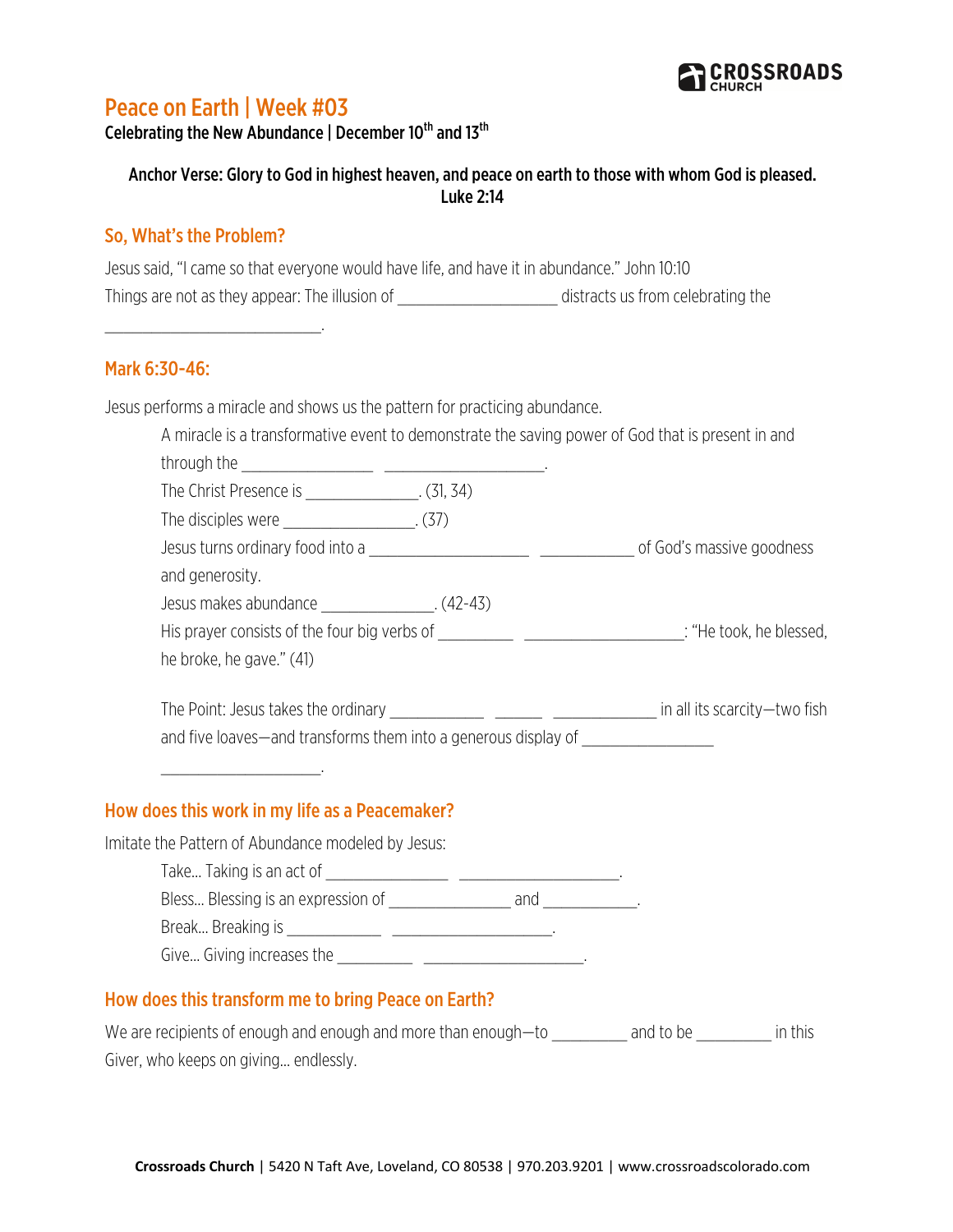# Peace on Earth | Week #03

**Celebrating the New Abundance | December 10th and 13th**

**Anchor Verse: Glory to God in highest heaven, and peace on earth to those with whom God is pleased. Luke 2:14**

## So, What's the Problem?

Jesus said, "I came so that everyone would have life, and have it in abundance." John 10:10

Things are not as they appear: The illusion of ___________________ distracts us from celebrating the ___________________________.

## Mark 6:30-46:

Jesus performs a miracle and shows us the pattern for practicing abundance.

A miracle is a transformative event to demonstrate the saving power of God that is present in and through the ________________ ____________________.

The Christ Presence is ______________. (31, 34)

The disciples were ________________. (37)

Jesus turns ordinary food into a ____________________ ____________ of God's massive goodness and generosity.

Jesus makes abundance ______________. (42-43)

His prayer consists of the four big verbs of _________ ____________________: "He took, he blessed, he broke, he gave." (41)

The Point: Jesus takes the ordinary ____________ ______ _____________ in all its scarcity—two fish and five loaves—and transforms them into a generous display of ________________ ____________________.

## How does this work in my life as a Peacemaker?

Imitate the Pattern of Abundance modeled by Jesus:

Take… Taking is an act of _______________ ____________________.

Bless… Blessing is an expression of _______________ and ____________.

Break… Breaking is ____________ ____________________.

Give… Giving increases the _________ ____________________.

## How does this transform me to bring Peace on Earth?

We are recipients of enough and enough and more than enough—to _________ and to be _________ in this Giver, who keeps on giving… endlessly.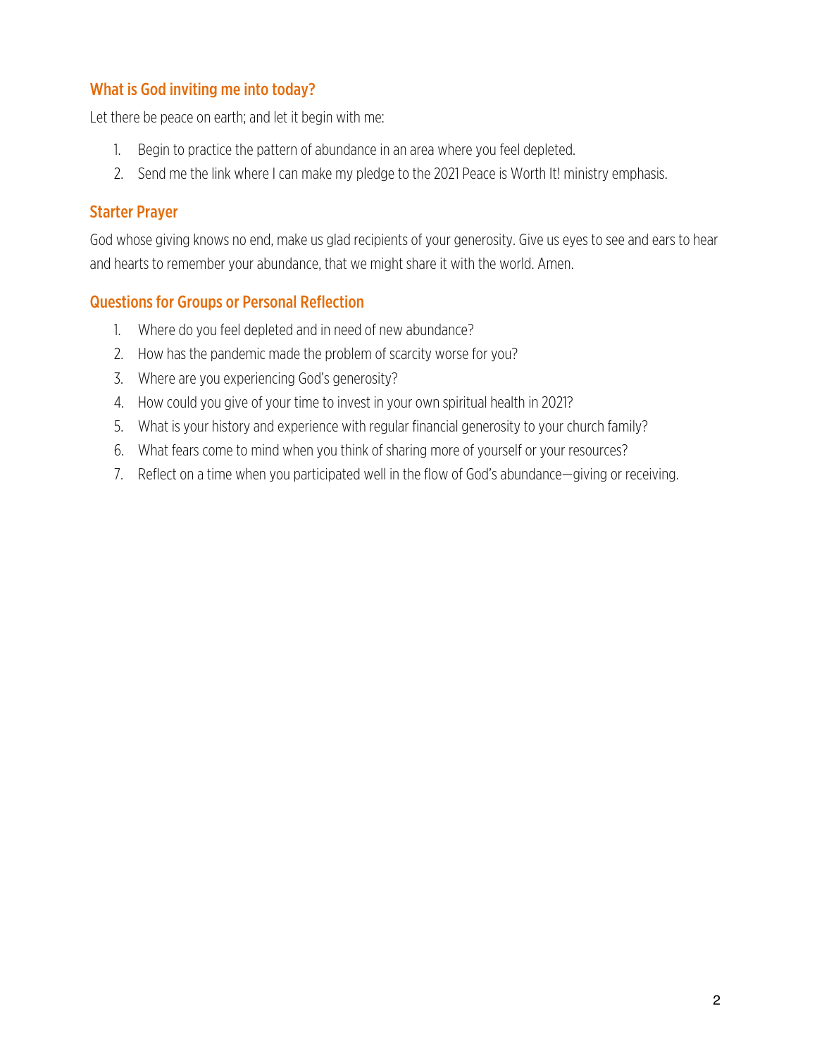## What is God inviting me into today?

Let there be peace on earth; and let it begin with me:

1. Begin to practice the pattern of abundance in an area where you feel depleted.
2. Send me the link where I can make my pledge to the 2021 Peace is Worth It! ministry emphasis.

## Starter Prayer

God whose giving knows no end, make us glad recipients of your generosity. Give us eyes to see and ears to hear and hearts to remember your abundance, that we might share it with the world. Amen.

## Questions for Groups or Personal Reflection

1. Where do you feel depleted and in need of new abundance?
2. How has the pandemic made the problem of scarcity worse for you?
3. Where are you experiencing God's generosity?
4. How could you give of your time to invest in your own spiritual health in 2021?
5. What is your history and experience with regular financial generosity to your church family?
6. What fears come to mind when you think of sharing more of yourself or your resources?
7. Reflect on a time when you participated well in the flow of God's abundance—giving or receiving.